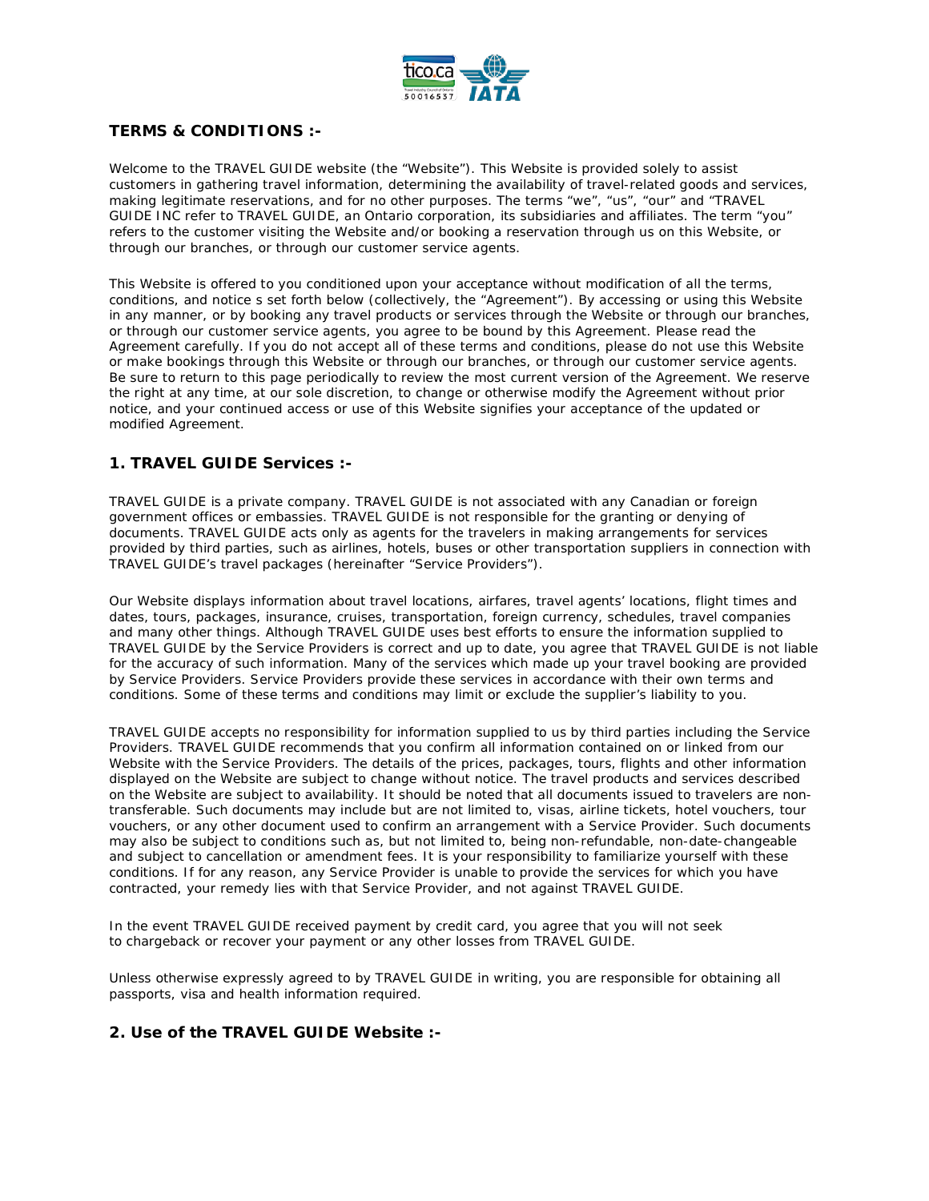## TERMS & CONDITIONS :-

Welcome to the TRAVEL GUIDE website (the "Website"). This Website is provided solely to assist customers in gathering travel information, determining the availability of travel-related goods and services, making legitimate reservations, and for no other purposes. The terms "we", "us", "our" and "TRAVEL GUIDE INC refer to TRAVEL GUIDE, an Ontario corporation, its subsidiaries and affiliates. The term "you" refers to the customer visiting the Website and/or booking a reservation through us on this Website, or through our branches, or through our customer service agents.

This Website is offered to you conditioned upon your acceptance without modification of all the terms, conditions, and notice s set forth below (collectively, the "Agreement"). By accessing or using this Website in any manner, or by booking any travel products or services through the Website or through our branches, or through our customer service agents, you agree to be bound by this Agreement. Please read the Agreement carefully. If you do not accept all of these terms and conditions, please do not use this Website or make bookings through this Website or through our branches, or through our customer service agents. Be sure to return to this page periodically to review the most current version of the Agreement. We reserve the right at any time, at our sole discretion, to change or otherwise modify the Agreement without prior notice, and your continued access or use of this Website signifies your acceptance of the updated or modified Agreement.

## 1. TRAVEL GUIDE Services :-

TRAVEL GUIDE is a private company. TRAVEL GUIDE is not associated with any Canadian or foreign government offices or embassies. TRAVEL GUIDE is not responsible for the granting or denying of documents. TRAVEL GUIDE acts only as agents for the travelers in making arrangements for services provided by third parties, such as airlines, hotels, buses or other transportation suppliers in connection with TRAVEL GUIDE's travel packages (hereinafter "Service Providers").

Our Website displays information about travel locations, airfares, travel agents' locations, flight times and dates, tours, packages, insurance, cruises, transportation, foreign currency, schedules, travel companies and many other things. Although TRAVEL GUIDE uses best efforts to ensure the information supplied to TRAVEL GUIDE by the Service Providers is correct and up to date, you agree that TRAVEL GUIDE is not liable for the accuracy of such information. Many of the services which made up your travel booking are provided by Service Providers. Service Providers provide these services in accordance with their own terms and conditions. Some of these terms and conditions may limit or exclude the supplier's liability to you.

TRAVEL GUIDE accepts no responsibility for information supplied to us by third parties including the Service Providers. TRAVEL GUIDE recommends that you confirm all information contained on or linked from our Website with the Service Providers. The details of the prices, packages, tours, flights and other information displayed on the Website are subject to change without notice. The travel products and services described on the Website are subject to availability. It should be noted that all documents issued to travelers are non-transferable. Such documents may include but are not limited to, visas, airline tickets, hotel vouchers, tour vouchers, or any other document used to confirm an arrangement with a Service Provider. Such documents may also be subject to conditions such as, but not limited to, being non-refundable, non-date-changeable and subject to cancellation or amendment fees. It is your responsibility to familiarize yourself with these conditions. If for any reason, any Service Provider is unable to provide the services for which you have contracted, your remedy lies with that Service Provider, and not against TRAVEL GUIDE.

In the event TRAVEL GUIDE received payment by credit card, you agree that you will not seek to chargeback or recover your payment or any other losses from TRAVEL GUIDE.

Unless otherwise expressly agreed to by TRAVEL GUIDE in writing, you are responsible for obtaining all passports, visa and health information required.

## 2. Use of the TRAVEL GUIDE Website :-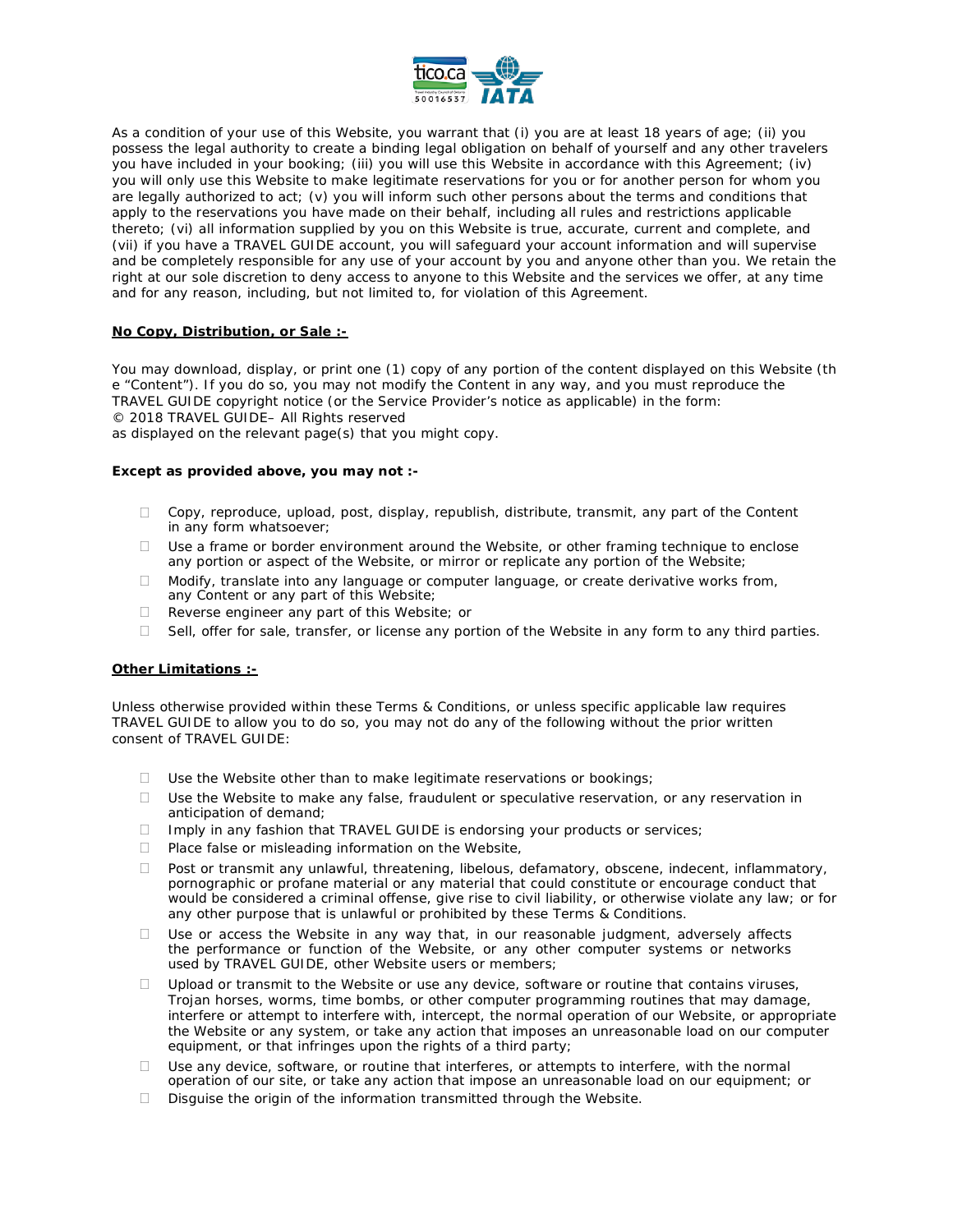As a condition of your use of this Website, you warrant that (i) you are at least 18 years of age; (ii) you possess the legal authority to create a binding legal obligation on behalf of yourself and any other travelers you have included in your booking; (iii) you will use this Website in accordance with this Agreement; (iv) you will only use this Website to make legitimate reservations for you or for another person for whom you are legally authorized to act; (v) you will inform such other persons about the terms and conditions that apply to the reservations you have made on their behalf, including all rules and restrictions applicable thereto; (vi) all information supplied by you on this Website is true, accurate, current and complete, and (vii) if you have a TRAVEL GUIDE account, you will safeguard your account information and will supervise and be completely responsible for any use of your account by you and anyone other than you. We retain the right at our sole discretion to deny access to anyone to this Website and the services we offer, at any time and for any reason, including, but not limited to, for violation of this Agreement.

**No Copy, Distribution, or Sale :-**

You may download, display, or print one (1) copy of any portion of the content displayed on this Website (the "Content"). If you do so, you may not modify the Content in any way, and you must reproduce the TRAVEL GUIDE copyright notice (or the Service Provider's notice as applicable) in the form:
© 2018 TRAVEL GUIDE– All Rights reserved
as displayed on the relevant page(s) that you might copy.

**Except as provided above, you may not :-**

- Copy, reproduce, upload, post, display, republish, distribute, transmit, any part of the Content in any form whatsoever;
- Use a frame or border environment around the Website, or other framing technique to enclose any portion or aspect of the Website, or mirror or replicate any portion of the Website;
- Modify, translate into any language or computer language, or create derivative works from, any Content or any part of this Website;
- Reverse engineer any part of this Website; or
- Sell, offer for sale, transfer, or license any portion of the Website in any form to any third parties.

**Other Limitations :-**

Unless otherwise provided within these Terms & Conditions, or unless specific applicable law requires TRAVEL GUIDE to allow you to do so, you may not do any of the following without the prior written consent of TRAVEL GUIDE:

- Use the Website other than to make legitimate reservations or bookings;
- Use the Website to make any false, fraudulent or speculative reservation, or any reservation in anticipation of demand;
- Imply in any fashion that TRAVEL GUIDE is endorsing your products or services;
- Place false or misleading information on the Website,
- Post or transmit any unlawful, threatening, libelous, defamatory, obscene, indecent, inflammatory, pornographic or profane material or any material that could constitute or encourage conduct that would be considered a criminal offense, give rise to civil liability, or otherwise violate any law; or for any other purpose that is unlawful or prohibited by these Terms & Conditions.
- Use or access the Website in any way that, in our reasonable judgment, adversely affects the performance or function of the Website, or any other computer systems or networks used by TRAVEL GUIDE, other Website users or members;
- Upload or transmit to the Website or use any device, software or routine that contains viruses, Trojan horses, worms, time bombs, or other computer programming routines that may damage, interfere or attempt to interfere with, intercept, the normal operation of our Website, or appropriate the Website or any system, or take any action that imposes an unreasonable load on our computer equipment, or that infringes upon the rights of a third party;
- Use any device, software, or routine that interferes, or attempts to interfere, with the normal operation of our site, or take any action that impose an unreasonable load on our equipment; or
- Disguise the origin of the information transmitted through the Website.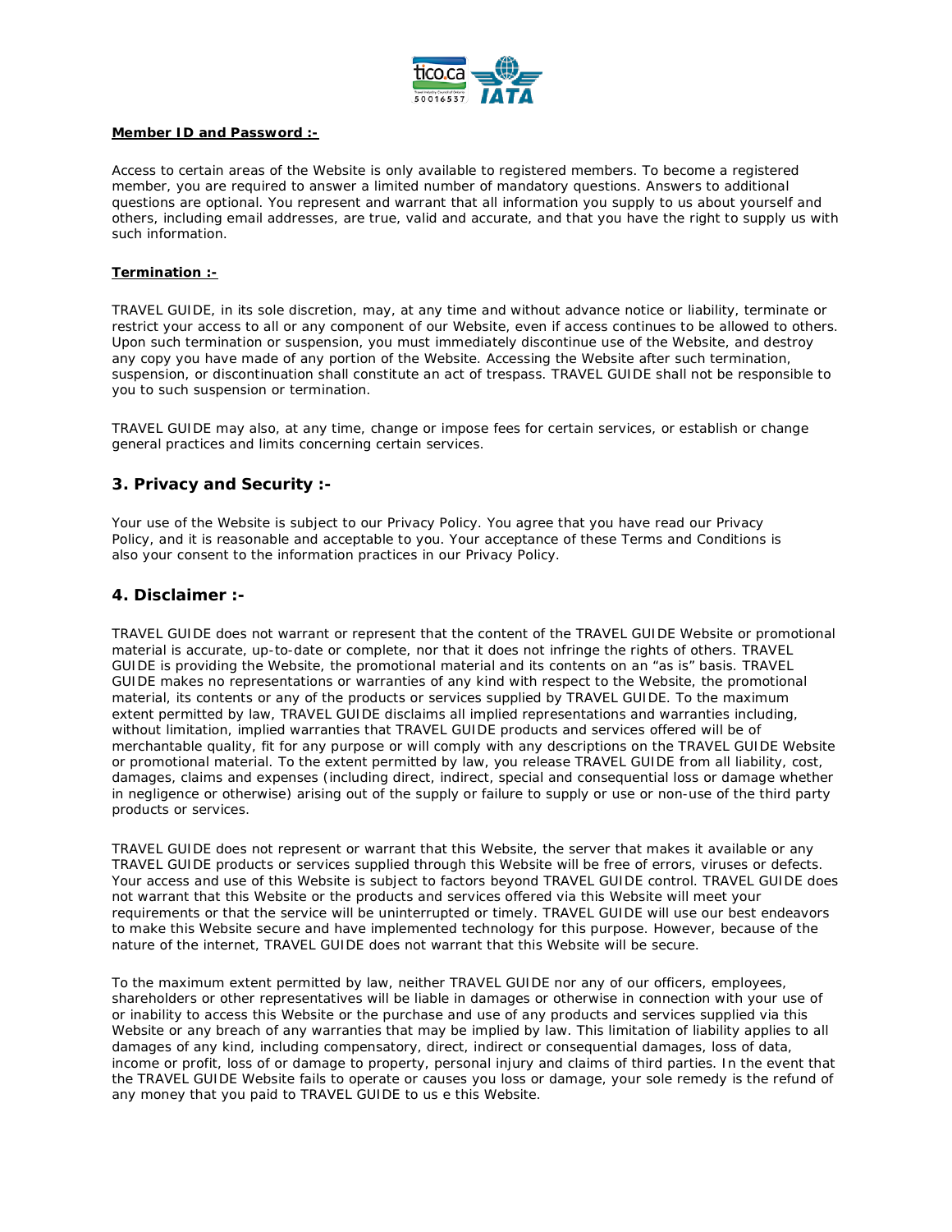**Member ID and Password :-**

Access to certain areas of the Website is only available to registered members. To become a registered member, you are required to answer a limited number of mandatory questions. Answers to additional questions are optional. You represent and warrant that all information you supply to us about yourself and others, including email addresses, are true, valid and accurate, and that you have the right to supply us with such information.

**Termination :-**

TRAVEL GUIDE, in its sole discretion, may, at any time and without advance notice or liability, terminate or restrict your access to all or any component of our Website, even if access continues to be allowed to others. Upon such termination or suspension, you must immediately discontinue use of the Website, and destroy any copy you have made of any portion of the Website. Accessing the Website after such termination, suspension, or discontinuation shall constitute an act of trespass. TRAVEL GUIDE shall not be responsible to you to such suspension or termination.

TRAVEL GUIDE may also, at any time, change or impose fees for certain services, or establish or change general practices and limits concerning certain services.

## 3. Privacy and Security :-

Your use of the Website is subject to our Privacy Policy. You agree that you have read our Privacy Policy, and it is reasonable and acceptable to you. Your acceptance of these Terms and Conditions is also your consent to the information practices in our Privacy Policy.

## 4. Disclaimer :-

TRAVEL GUIDE does not warrant or represent that the content of the TRAVEL GUIDE Website or promotional material is accurate, up-to-date or complete, nor that it does not infringe the rights of others. TRAVEL GUIDE is providing the Website, the promotional material and its contents on an "as is" basis. TRAVEL GUIDE makes no representations or warranties of any kind with respect to the Website, the promotional material, its contents or any of the products or services supplied by TRAVEL GUIDE. To the maximum extent permitted by law, TRAVEL GUIDE disclaims all implied representations and warranties including, without limitation, implied warranties that TRAVEL GUIDE products and services offered will be of merchantable quality, fit for any purpose or will comply with any descriptions on the TRAVEL GUIDE Website or promotional material. To the extent permitted by law, you release TRAVEL GUIDE from all liability, cost, damages, claims and expenses (including direct, indirect, special and consequential loss or damage whether in negligence or otherwise) arising out of the supply or failure to supply or use or non-use of the third party products or services.

TRAVEL GUIDE does not represent or warrant that this Website, the server that makes it available or any TRAVEL GUIDE products or services supplied through this Website will be free of errors, viruses or defects. Your access and use of this Website is subject to factors beyond TRAVEL GUIDE control. TRAVEL GUIDE does not warrant that this Website or the products and services offered via this Website will meet your requirements or that the service will be uninterrupted or timely. TRAVEL GUIDE will use our best endeavors to make this Website secure and have implemented technology for this purpose. However, because of the nature of the internet, TRAVEL GUIDE does not warrant that this Website will be secure.

To the maximum extent permitted by law, neither TRAVEL GUIDE nor any of our officers, employees, shareholders or other representatives will be liable in damages or otherwise in connection with your use of or inability to access this Website or the purchase and use of any products and services supplied via this Website or any breach of any warranties that may be implied by law. This limitation of liability applies to all damages of any kind, including compensatory, direct, indirect or consequential damages, loss of data, income or profit, loss of or damage to property, personal injury and claims of third parties. In the event that the TRAVEL GUIDE Website fails to operate or causes you loss or damage, your sole remedy is the refund of any money that you paid to TRAVEL GUIDE to us e this Website.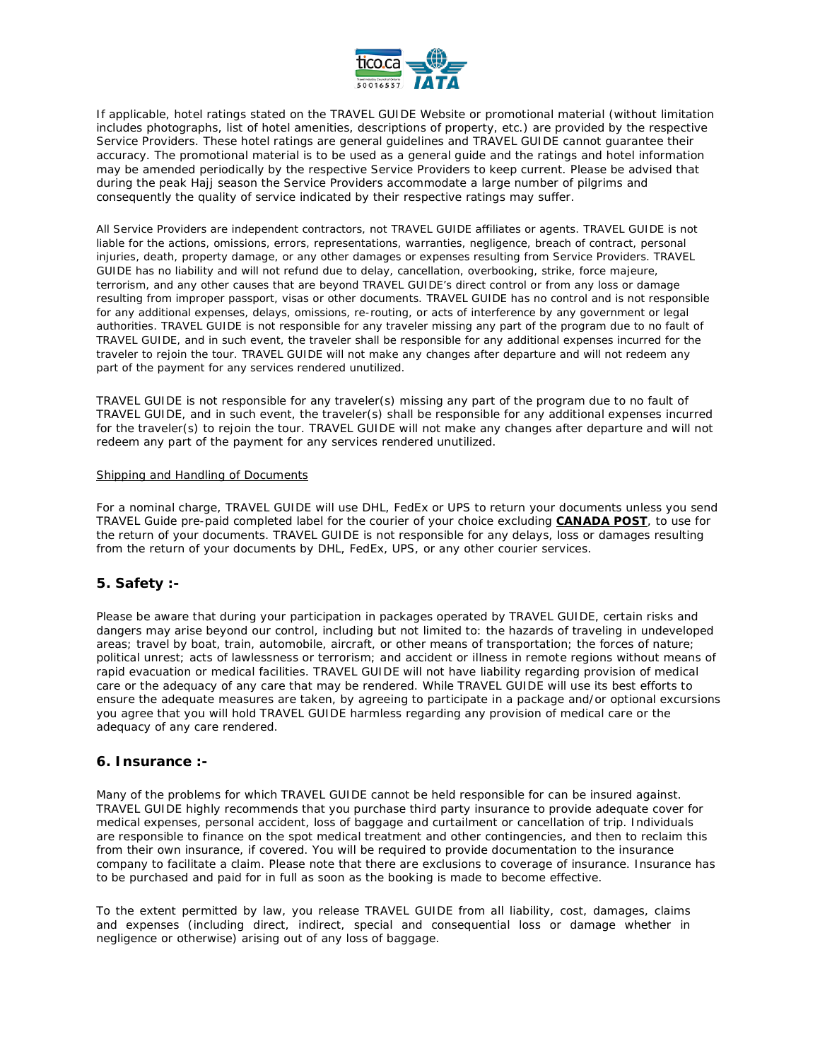If applicable, hotel ratings stated on the TRAVEL GUIDE Website or promotional material (without limitation includes photographs, list of hotel amenities, descriptions of property, etc.) are provided by the respective Service Providers. These hotel ratings are general guidelines and TRAVEL GUIDE cannot guarantee their accuracy. The promotional material is to be used as a general guide and the ratings and hotel information may be amended periodically by the respective Service Providers to keep current. Please be advised that during the peak Hajj season the Service Providers accommodate a large number of pilgrims and consequently the quality of service indicated by their respective ratings may suffer.

All Service Providers are independent contractors, not TRAVEL GUIDE affiliates or agents. TRAVEL GUIDE is not liable for the actions, omissions, errors, representations, warranties, negligence, breach of contract, personal injuries, death, property damage, or any other damages or expenses resulting from Service Providers. TRAVEL GUIDE has no liability and will not refund due to delay, cancellation, overbooking, strike, force majeure, terrorism, and any other causes that are beyond TRAVEL GUIDE's direct control or from any loss or damage resulting from improper passport, visas or other documents. TRAVEL GUIDE has no control and is not responsible for any additional expenses, delays, omissions, re-routing, or acts of interference by any government or legal authorities. TRAVEL GUIDE is not responsible for any traveler missing any part of the program due to no fault of TRAVEL GUIDE, and in such event, the traveler shall be responsible for any additional expenses incurred for the traveler to rejoin the tour. TRAVEL GUIDE will not make any changes after departure and will not redeem any part of the payment for any services rendered unutilized.

TRAVEL GUIDE is not responsible for any traveler(s) missing any part of the program due to no fault of TRAVEL GUIDE, and in such event, the traveler(s) shall be responsible for any additional expenses incurred for the traveler(s) to rejoin the tour. TRAVEL GUIDE will not make any changes after departure and will not redeem any part of the payment for any services rendered unutilized.

<u>Shipping and Handling of Documents</u>

For a nominal charge, TRAVEL GUIDE will use DHL, FedEx or UPS to return your documents unless you send TRAVEL Guide pre-paid completed label for the courier of your choice excluding **<u>CANADA POST</u>**, to use for the return of your documents. TRAVEL GUIDE is not responsible for any delays, loss or damages resulting from the return of your documents by DHL, FedEx, UPS, or any other courier services.

## 5. Safety :-

Please be aware that during your participation in packages operated by TRAVEL GUIDE, certain risks and dangers may arise beyond our control, including but not limited to: the hazards of traveling in undeveloped areas; travel by boat, train, automobile, aircraft, or other means of transportation; the forces of nature; political unrest; acts of lawlessness or terrorism; and accident or illness in remote regions without means of rapid evacuation or medical facilities. TRAVEL GUIDE will not have liability regarding provision of medical care or the adequacy of any care that may be rendered. While TRAVEL GUIDE will use its best efforts to ensure the adequate measures are taken, by agreeing to participate in a package and/or optional excursions you agree that you will hold TRAVEL GUIDE harmless regarding any provision of medical care or the adequacy of any care rendered.

## 6. Insurance :-

Many of the problems for which TRAVEL GUIDE cannot be held responsible for can be insured against. TRAVEL GUIDE highly recommends that you purchase third party insurance to provide adequate cover for medical expenses, personal accident, loss of baggage and curtailment or cancellation of trip. Individuals are responsible to finance on the spot medical treatment and other contingencies, and then to reclaim this from their own insurance, if covered. You will be required to provide documentation to the insurance company to facilitate a claim. Please note that there are exclusions to coverage of insurance. Insurance has to be purchased and paid for in full as soon as the booking is made to become effective.

To the extent permitted by law, you release TRAVEL GUIDE from all liability, cost, damages, claims and expenses (including direct, indirect, special and consequential loss or damage whether in negligence or otherwise) arising out of any loss of baggage.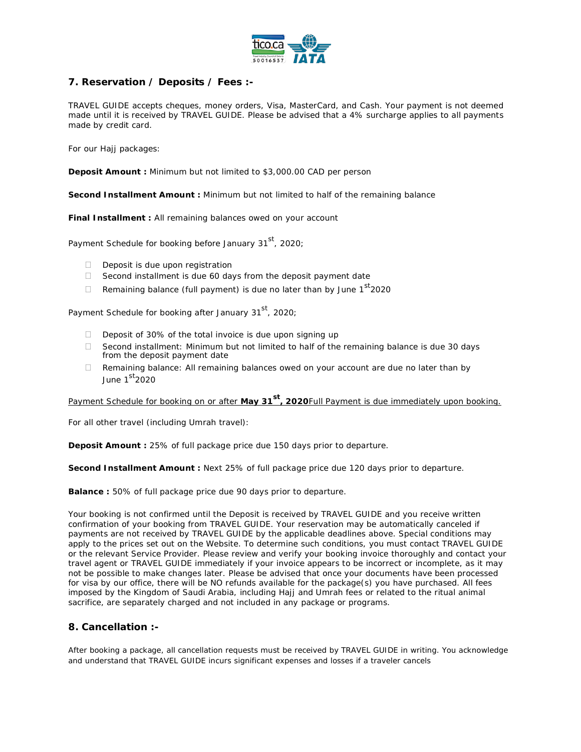## 7. Reservation / Deposits / Fees :-

TRAVEL GUIDE accepts cheques, money orders, Visa, MasterCard, and Cash. Your payment is not deemed made until it is received by TRAVEL GUIDE. Please be advised that a 4% surcharge applies to all payments made by credit card.

For our Hajj packages:

**Deposit Amount :** Minimum but not limited to $3,000.00 CAD per person

**Second Installment Amount :** Minimum but not limited to half of the remaining balance

**Final Installment :** All remaining balances owed on your account

Payment Schedule for booking before January 31st, 2020;

- Deposit is due upon registration
- Second installment is due 60 days from the deposit payment date
- Remaining balance (full payment) is due no later than by June 1st2020

Payment Schedule for booking after January 31st, 2020;

- Deposit of 30% of the total invoice is due upon signing up
- Second installment: Minimum but not limited to half of the remaining balance is due 30 days from the deposit payment date
- Remaining balance: All remaining balances owed on your account are due no later than by June 1st2020

Payment Schedule for booking on or after **May 31st, 2020**Full Payment is due immediately upon booking.

For all other travel (including Umrah travel):

**Deposit Amount :** 25% of full package price due 150 days prior to departure.

**Second Installment Amount :** Next 25% of full package price due 120 days prior to departure.

**Balance :** 50% of full package price due 90 days prior to departure.

Your booking is not confirmed until the Deposit is received by TRAVEL GUIDE and you receive written confirmation of your booking from TRAVEL GUIDE. Your reservation may be automatically canceled if payments are not received by TRAVEL GUIDE by the applicable deadlines above. Special conditions may apply to the prices set out on the Website. To determine such conditions, you must contact TRAVEL GUIDE or the relevant Service Provider. Please review and verify your booking invoice thoroughly and contact your travel agent or TRAVEL GUIDE immediately if your invoice appears to be incorrect or incomplete, as it may not be possible to make changes later. Please be advised that once your documents have been processed for visa by our office, there will be NO refunds available for the package(s) you have purchased. All fees imposed by the Kingdom of Saudi Arabia, including Hajj and Umrah fees or related to the ritual animal sacrifice, are separately charged and not included in any package or programs.

## 8. Cancellation :-

After booking a package, all cancellation requests must be received by TRAVEL GUIDE in writing. You acknowledge and understand that TRAVEL GUIDE incurs significant expenses and losses if a traveler cancels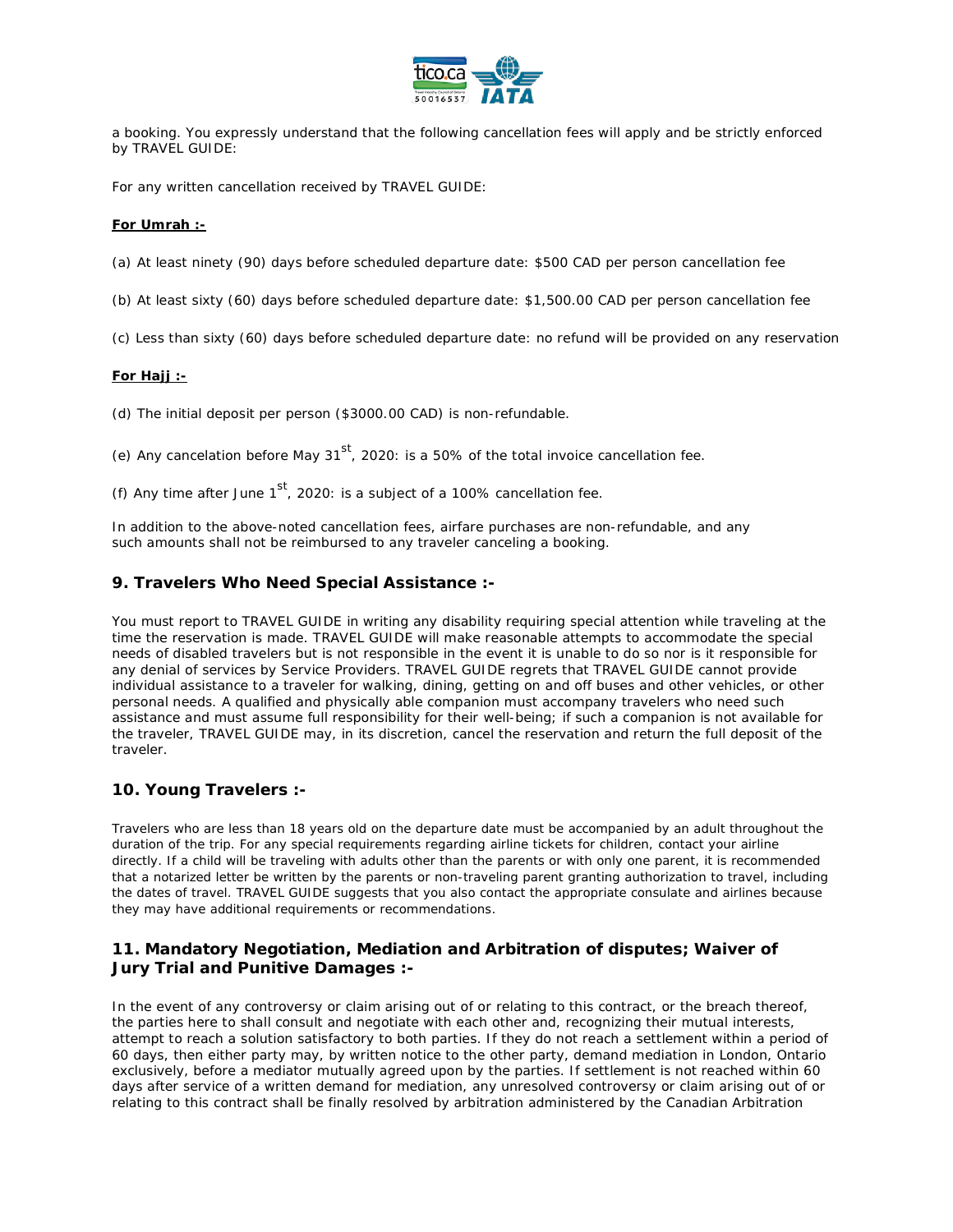a booking. You expressly understand that the following cancellation fees will apply and be strictly enforced by TRAVEL GUIDE:

For any written cancellation received by TRAVEL GUIDE:

**For Umrah :-**

(a) At least ninety (90) days before scheduled departure date: $500 CAD per person cancellation fee

(b) At least sixty (60) days before scheduled departure date: $1,500.00 CAD per person cancellation fee

(c) Less than sixty (60) days before scheduled departure date: no refund will be provided on any reservation

**For Hajj :-**

(d) The initial deposit per person ($3000.00 CAD) is non-refundable.

(e) Any cancelation before May 31st, 2020: is a 50% of the total invoice cancellation fee.

(f) Any time after June 1st, 2020: is a subject of a 100% cancellation fee.

In addition to the above-noted cancellation fees, airfare purchases are non-refundable, and any such amounts shall not be reimbursed to any traveler canceling a booking.

## 9. Travelers Who Need Special Assistance :-

You must report to TRAVEL GUIDE in writing any disability requiring special attention while traveling at the time the reservation is made. TRAVEL GUIDE will make reasonable attempts to accommodate the special needs of disabled travelers but is not responsible in the event it is unable to do so nor is it responsible for any denial of services by Service Providers. TRAVEL GUIDE regrets that TRAVEL GUIDE cannot provide individual assistance to a traveler for walking, dining, getting on and off buses and other vehicles, or other personal needs. A qualified and physically able companion must accompany travelers who need such assistance and must assume full responsibility for their well-being; if such a companion is not available for the traveler, TRAVEL GUIDE may, in its discretion, cancel the reservation and return the full deposit of the traveler.

## 10. Young Travelers :-

Travelers who are less than 18 years old on the departure date must be accompanied by an adult throughout the duration of the trip. For any special requirements regarding airline tickets for children, contact your airline directly. If a child will be traveling with adults other than the parents or with only one parent, it is recommended that a notarized letter be written by the parents or non-traveling parent granting authorization to travel, including the dates of travel. TRAVEL GUIDE suggests that you also contact the appropriate consulate and airlines because they may have additional requirements or recommendations.

## 11. Mandatory Negotiation, Mediation and Arbitration of disputes; Waiver of Jury Trial and Punitive Damages :-

In the event of any controversy or claim arising out of or relating to this contract, or the breach thereof, the parties here to shall consult and negotiate with each other and, recognizing their mutual interests, attempt to reach a solution satisfactory to both parties. If they do not reach a settlement within a period of 60 days, then either party may, by written notice to the other party, demand mediation in London, Ontario exclusively, before a mediator mutually agreed upon by the parties. If settlement is not reached within 60 days after service of a written demand for mediation, any unresolved controversy or claim arising out of or relating to this contract shall be finally resolved by arbitration administered by the Canadian Arbitration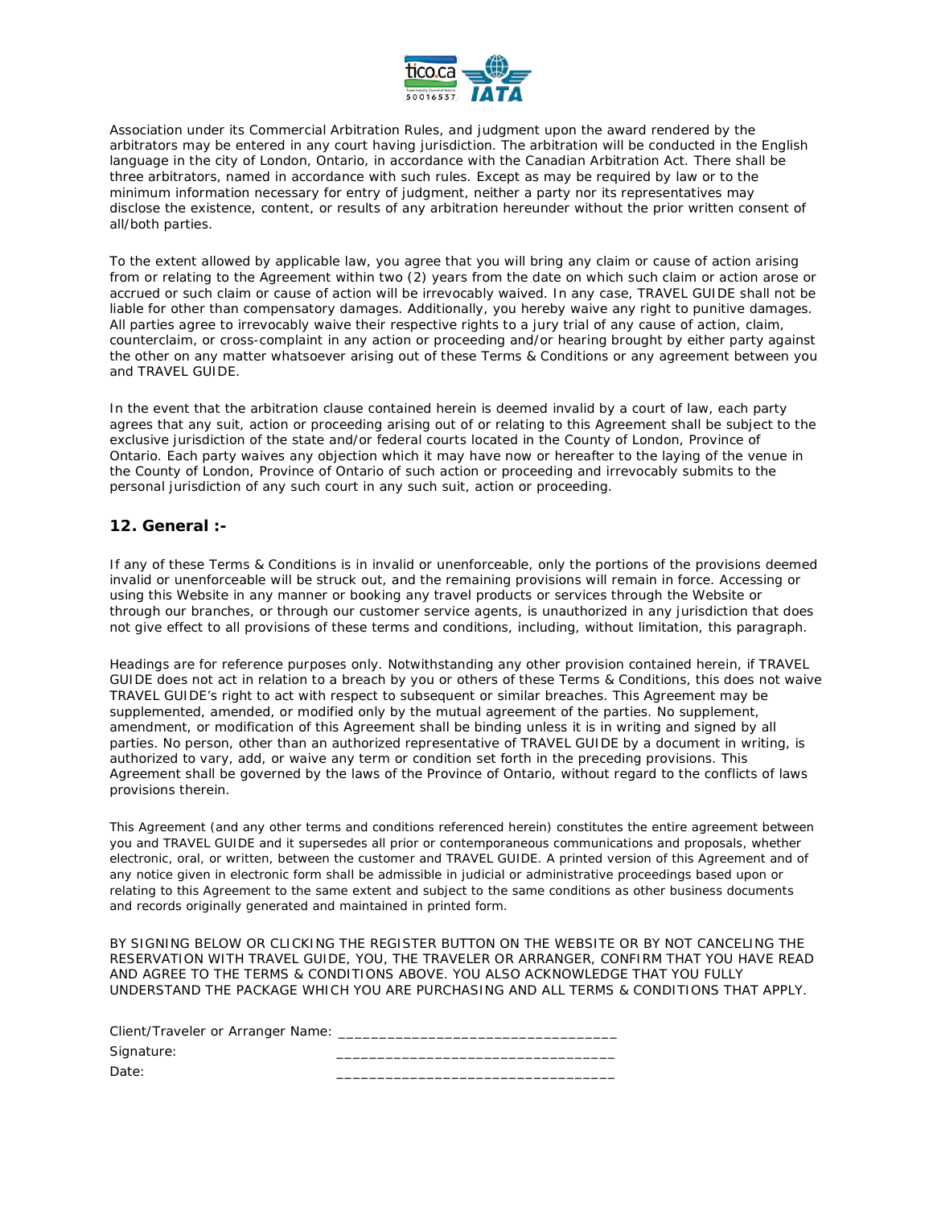Association under its Commercial Arbitration Rules, and judgment upon the award rendered by the arbitrators may be entered in any court having jurisdiction. The arbitration will be conducted in the English language in the city of London, Ontario, in accordance with the Canadian Arbitration Act. There shall be three arbitrators, named in accordance with such rules. Except as may be required by law or to the minimum information necessary for entry of judgment, neither a party nor its representatives may disclose the existence, content, or results of any arbitration hereunder without the prior written consent of all/both parties.

To the extent allowed by applicable law, you agree that you will bring any claim or cause of action arising from or relating to the Agreement within two (2) years from the date on which such claim or action arose or accrued or such claim or cause of action will be irrevocably waived. In any case, TRAVEL GUIDE shall not be liable for other than compensatory damages. Additionally, you hereby waive any right to punitive damages. All parties agree to irrevocably waive their respective rights to a jury trial of any cause of action, claim, counterclaim, or cross-complaint in any action or proceeding and/or hearing brought by either party against the other on any matter whatsoever arising out of these Terms & Conditions or any agreement between you and TRAVEL GUIDE.

In the event that the arbitration clause contained herein is deemed invalid by a court of law, each party agrees that any suit, action or proceeding arising out of or relating to this Agreement shall be subject to the exclusive jurisdiction of the state and/or federal courts located in the County of London, Province of Ontario. Each party waives any objection which it may have now or hereafter to the laying of the venue in the County of London, Province of Ontario of such action or proceeding and irrevocably submits to the personal jurisdiction of any such court in any such suit, action or proceeding.

## 12. General :-

If any of these Terms & Conditions is in invalid or unenforceable, only the portions of the provisions deemed invalid or unenforceable will be struck out, and the remaining provisions will remain in force. Accessing or using this Website in any manner or booking any travel products or services through the Website or through our branches, or through our customer service agents, is unauthorized in any jurisdiction that does not give effect to all provisions of these terms and conditions, including, without limitation, this paragraph.

Headings are for reference purposes only. Notwithstanding any other provision contained herein, if TRAVEL GUIDE does not act in relation to a breach by you or others of these Terms & Conditions, this does not waive TRAVEL GUIDE's right to act with respect to subsequent or similar breaches. This Agreement may be supplemented, amended, or modified only by the mutual agreement of the parties. No supplement, amendment, or modification of this Agreement shall be binding unless it is in writing and signed by all parties. No person, other than an authorized representative of TRAVEL GUIDE by a document in writing, is authorized to vary, add, or waive any term or condition set forth in the preceding provisions. This Agreement shall be governed by the laws of the Province of Ontario, without regard to the conflicts of laws provisions therein.

This Agreement (and any other terms and conditions referenced herein) constitutes the entire agreement between you and TRAVEL GUIDE and it supersedes all prior or contemporaneous communications and proposals, whether electronic, oral, or written, between the customer and TRAVEL GUIDE. A printed version of this Agreement and of any notice given in electronic form shall be admissible in judicial or administrative proceedings based upon or relating to this Agreement to the same extent and subject to the same conditions as other business documents and records originally generated and maintained in printed form.

BY SIGNING BELOW OR CLICKING THE REGISTER BUTTON ON THE WEBSITE OR BY NOT CANCELING THE RESERVATION WITH TRAVEL GUIDE, YOU, THE TRAVELER OR ARRANGER, CONFIRM THAT YOU HAVE READ AND AGREE TO THE TERMS & CONDITIONS ABOVE. YOU ALSO ACKNOWLEDGE THAT YOU FULLY UNDERSTAND THE PACKAGE WHICH YOU ARE PURCHASING AND ALL TERMS & CONDITIONS THAT APPLY.

Client/Traveler or Arranger Name: __________________________________

Signature: __________________________________

Date: __________________________________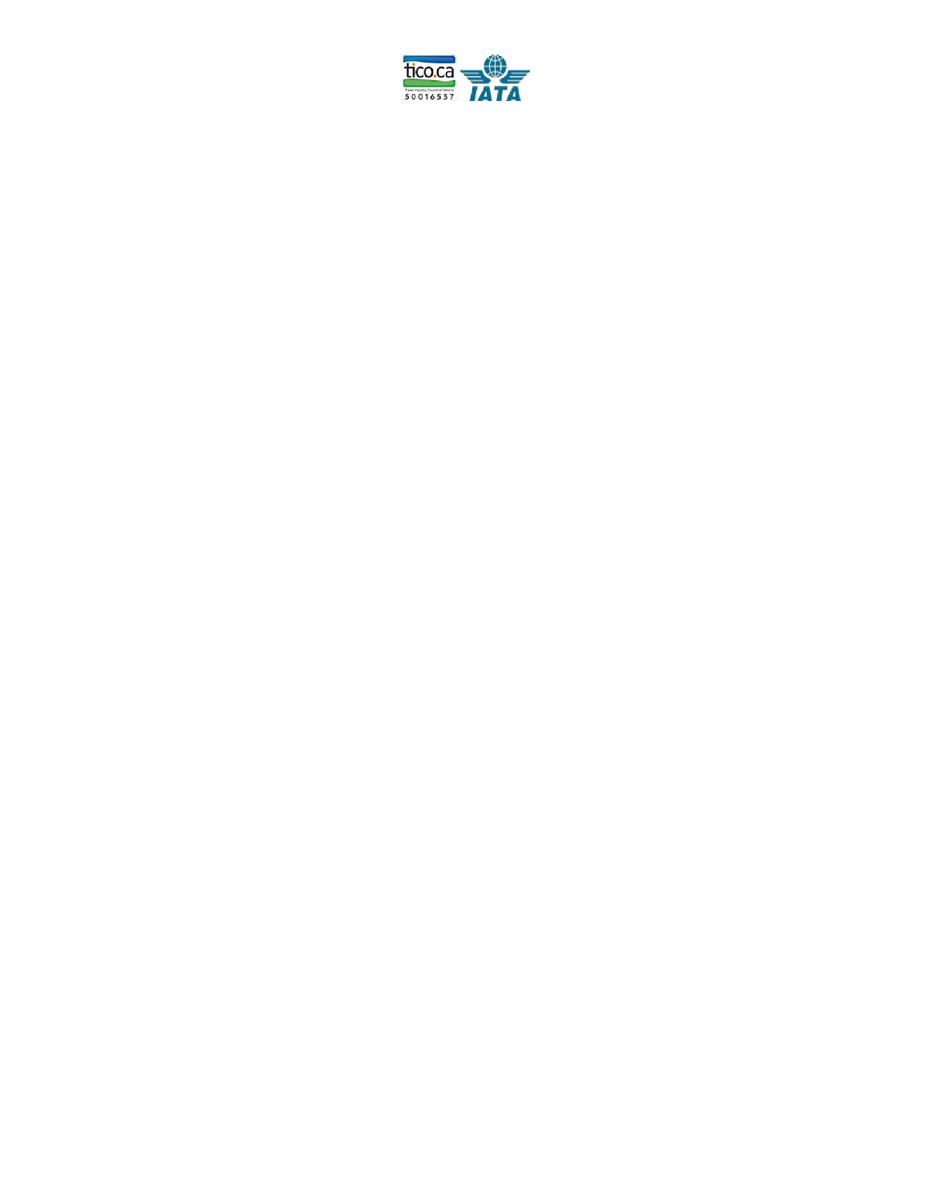tico.ca

Travel Industry Council of Ontario

50016537

IATA